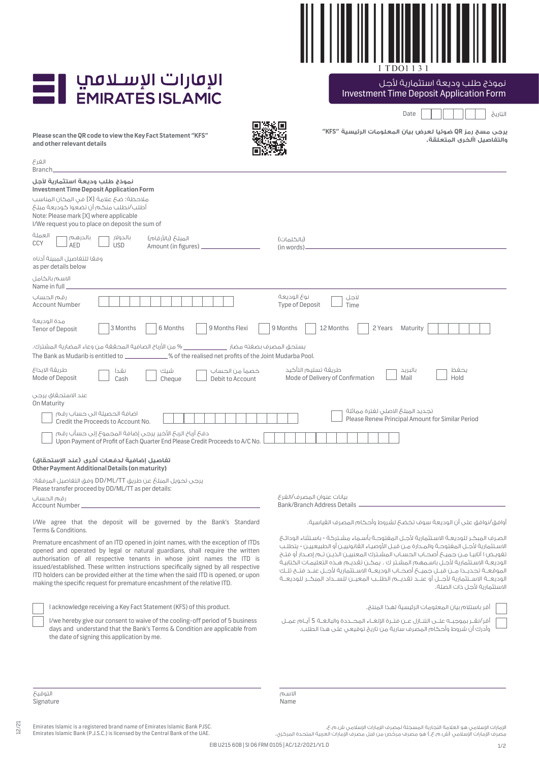I TDO1131

الإمارات الإسلامي
EMIRATES ISLAMIC

# نموذج طلب وديعة استثمارية لأجل
# Investment Time Deposit Application Form

Date ☐☐ ☐☐ ☐☐ التاريخ

**Please scan the QR code to view the Key Fact Statement "KFS" and other relevant details**

**يرجى مسح رمز QR ضوئيا لعرض بيان المعلومات الرئيسية "KFS" والتفاصيل الأخرى المتعلقة.**

الفرع
Branch ____________________

## نموذج طلب وديعة استثمارية لأجل
## Investment Time Deposit Application Form

ملاحظة: ضع علامة [X] في المكان المناسب
أطلب/نطلب منكم أن تضعوا كوديعة مبلغ
Note: Please mark [X] where applicable
I/We request you to place on deposit the sum of

العملة
CCY ☐ بالدرهم AED ☐ بالدولار USD المبلغ (بالأرقام) Amount (in figures) ____________ (بالكلمات) (in words) ____________

وفقا للتفاصيل المبينة أدناه
as per details below

الاسم بالكامل
Name in full ____________________

رقم الحساب
Account Number ☐☐☐☐☐☐☐☐☐☐☐☐☐☐

نوع الوديعة
Type of Deposit ☐ لأجل Time

مدة الوديعة
Tenor of Deposit ☐ 3 Months ☐ 6 Months ☐ 9 Months Flexi ☐ 9 Months ☐ 12 Months ☐ 2 Years Maturity ☐☐☐☐☐☐☐☐

يستحق المصرف بصفته مضار ________ % من الأرباح الصافية المحققة من وعاء المضاربة المشترك.
The Bank as Mudarib is entitled to ________ % of the realised net profits of the Joint Mudarba Pool.

طريقة الإيداع
Mode of Deposit ☐ نقدا Cash ☐ شيك Cheque ☐ خصما من الحساب Debit to Account

طريقة تسليم التأكيد
Mode of Delivery of Confirmation ☐ بالبريد Mail ☐ يحفظ Hold

عند الاستحقاق يرجى
On Maturity

☐ اضافة الحصيلة الى حساب رقم
Credit the Proceeds to Account No. ☐☐☐☐☐☐☐☐☐☐☐☐☐☐

☐ تجديد المبلغ الاصلي لفترة مماثلة
Please Renew Principal Amount for Similar Period

☐ دفع أرباح الربع الأخير يرجى إضافة المجموع إلى حساب رقم
Upon Payment of Profit of Each Quarter End Please Credit Proceeds to A/C No. ☐☐☐☐☐☐☐☐☐☐☐☐☐☐

### تفاصيل إضافية لدفعات أخرى (عند الإستحقاق)
### Other Payment Additional Details (on maturity)

يرجى تحويل المبلغ عن طريق DD/ML/TT وفق التفاصيل المرفقة:
Please transfer proceed by DD/ML/TT as per details:

رقم الحساب
Account Number ____________________

بيانات عنوان المصرف/الفرع
Bank/Branch Address Details ____________________

I/We agree that the deposit will be governed by the Bank's Standard Terms & Conditions.

أوافق/نوافق على أن الوديعة سوف تخضع لشروط وأحكام المصرف القياسية.

Premature encashment of an ITD opened in joint names, with the exception of ITDs opened and operated by legal or natural guardians, shall require the written authorisation of all respective tenants in whose joint names the ITD is issued/established. These written instructions specifically signed by all respective ITD holders can be provided either at the time when the said ITD is opened, or upon making the specific request for premature encashment of the relative ITD.

الصرف المبكر للوديعة الاستثمارية لأجل المفتوحة بأسماء مشتركة - باستثناء الودائع الاستثمارية لأجل المفتوحة والمدارة من قبل الأوصياء القانونيين أو الطبيعيين - يتطلب تفويض ا كتابيا من جميع أصحاب الحساب المشترك المعنيين الذين تم إصدار أو فتح الوديعة الاستثمارية لأجل باسمهم المشترك . يمكن تقديم هذه التعليمات الكتابية الموقعة تحديدا من قبل جميع أصحاب الوديعة الاستثمارية لأجل عند فتح تلك الوديعة الاستثمارية لأجل أو عند تقديم الطلب المعين للسداد المبكر للوديعة الاستثمارية لأجل ذات الصلة.

☐ I acknowledge receiving a Key Fact Statement (KFS) of this product.

☐ أقر باستلام بيان المعلومات الرئيسية لهذا المنتج.

☐ I/we hereby give our consent to waive of the cooling-off period of 5 business days and understand that the Bank's Terms & Condition are applicable from the date of signing this application by me.

☐ أقر/نقر بموجبه على التنازل عن فترة الإلغاء المحددة والبالغة 5 أيام عمل وأدرك أن شروط وأحكام المصرف سارية من تاريخ توقيعي على هذا الطلب.

التوقيع
Signature ____________________

الاسم
Name ____________________

Emirates Islamic is a registered brand name of Emirates Islamic Bank PJSC.
Emirates Islamic Bank (P.J.S.C.) is licensed by the Central Bank of the UAE.

الإمارات الإسلامي هو العلامة التجارية المسجلة لمصرف الإمارات الإسلامي ش.م.ع.
مصرف الإمارات الإسلامي (ش.م.ع.) هو مصرف مرخص من قبل مصرف الإمارات العربية المتحدة المركزي.

EIB U215 60B | SI 06 FRM 0105 | AC/12/2021/V1.0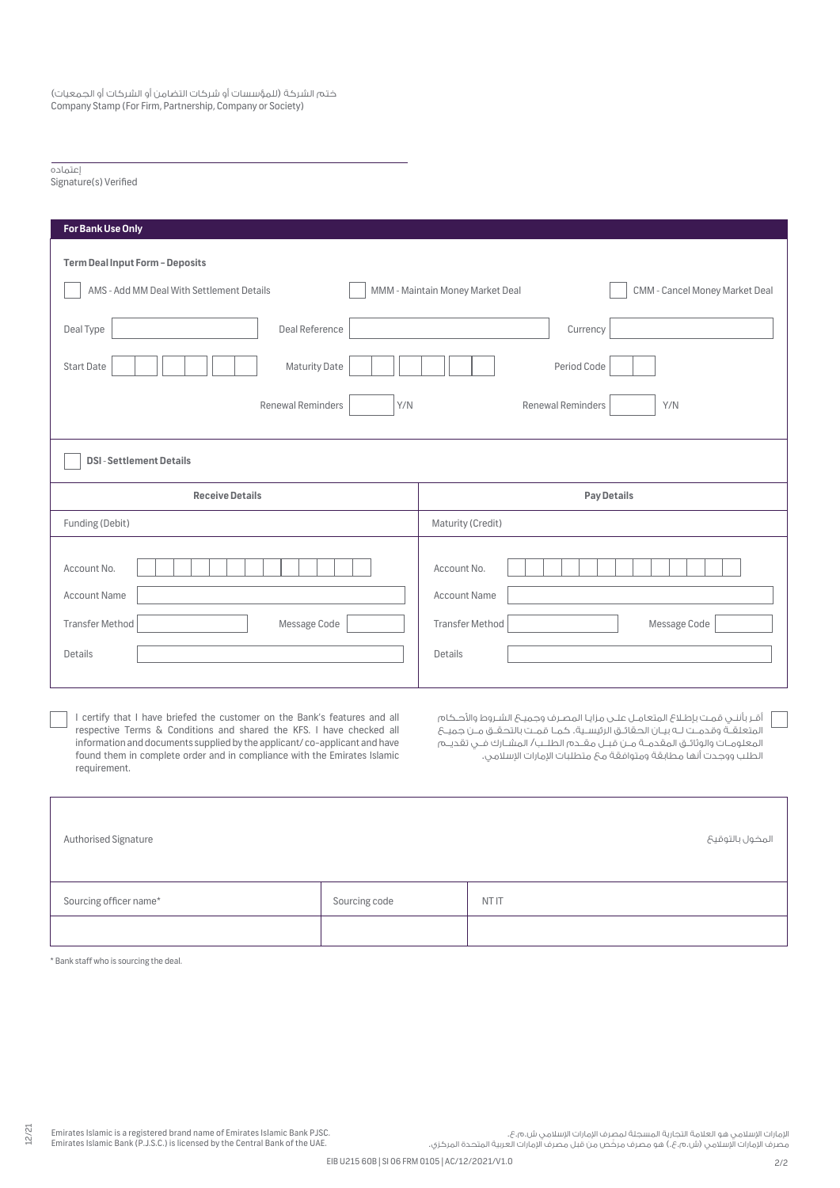ختم الشركة (للمؤسسات أو شركات التضامن أو الشركات أو الجمعيات)
Company Stamp (For Firm, Partnership, Company or Society)

إعتماده
Signature(s) Verified

## For Bank Use Only

**Term Deal Input Form – Deposits**

☐ AMS - Add MM Deal With Settlement Details ☐ MMM - Maintain Money Market Deal ☐ CMM - Cancel Money Market Deal

Deal Type ____ Deal Reference ____ Currency ____

Start Date ____ Maturity Date ____ Period Code ____

Renewal Reminders ____ Y/N Renewal Reminders ____ Y/N

☐ **DSI - Settlement Details**

| **Receive Details** | | **Pay Details** | |
|---|---|---|---|
| Funding (Debit) | | Maturity (Credit) | |
| Account No. | | Account No. | |
| Account Name | | Account Name | |
| Transfer Method | Message Code | Transfer Method | Message Code |
| Details | | Details | |

☐ I certify that I have briefed the customer on the Bank's features and all respective Terms & Conditions and shared the KFS. I have checked all information and documents supplied by the applicant/ co-applicant and have found them in complete order and in compliance with the Emirates Islamic requirement.

☐ أقر بأنني قمت بإطلاع المتعامل على مزايا المصرف وجميع الشروط والأحكام المتعلقة وقدمت له بيان الحقائق الرئيسية. كما قمت بالتحقق من جميع المعلومات والوثائق المقدمة من قبل مقدم الطلب/ المشارك في تقديم الطلب ووجدت أنها مطابقة ومتوافقة مع متطلبات الإمارات الإسلامي.

Authorised Signature المخول بالتوقيع

| Sourcing officer name* | Sourcing code | NT IT |
|---|---|---|
| | | |

\* Bank staff who is sourcing the deal.

Emirates Islamic is a registered brand name of Emirates Islamic Bank PJSC.
Emirates Islamic Bank (P.J.S.C.) is licensed by the Central Bank of the UAE.

الإمارات الإسلامي هو العلامة التجارية المسجلة لمصرف الإمارات الإسلامي ش.م.ع.
مصرف الإمارات الإسلامي (ش.م.ع.) هو مصرف مرخص من قبل مصرف الإمارات العربية المتحدة المركزي.

EIB U215 60B | SI 06 FRM 0105 | AC/12/2021/V1.0